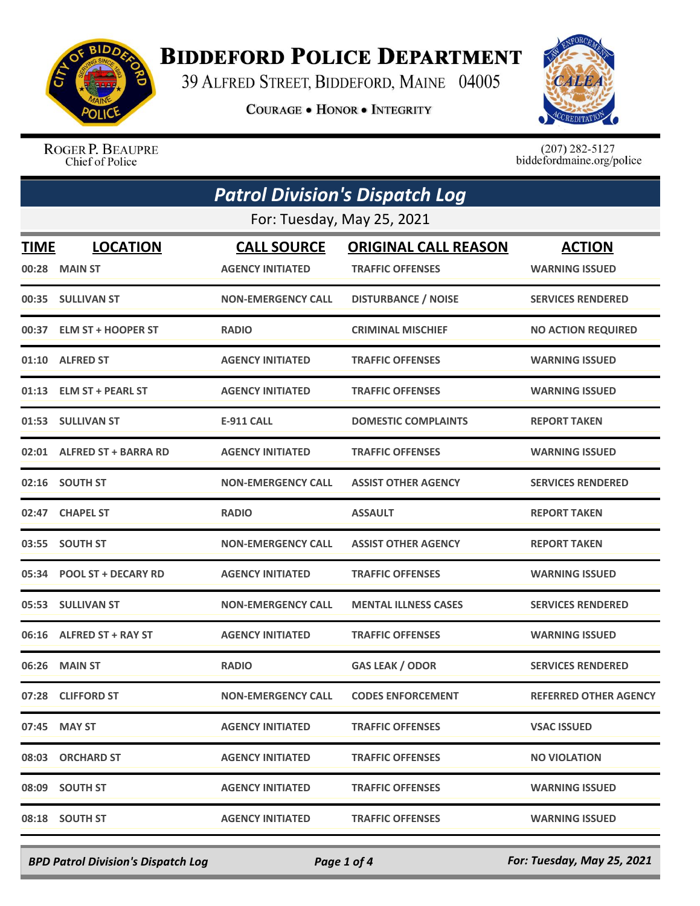# Biddeford Police Department

39 Alfred Street, Biddeford, Maine 04005

**Courage • Honor • Integrity**

Roger P. Beaupre
Chief of Police

(207) 282-5127
biddefordmaine.org/police

## *Patrol Division's Dispatch Log*

For: Tuesday, May 25, 2021

| TIME | LOCATION | CALL SOURCE | ORIGINAL CALL REASON | ACTION |
|---|---|---|---|---|
| 00:28 | MAIN ST | AGENCY INITIATED | TRAFFIC OFFENSES | WARNING ISSUED |
| 00:35 | SULLIVAN ST | NON-EMERGENCY CALL | DISTURBANCE / NOISE | SERVICES RENDERED |
| 00:37 | ELM ST + HOOPER ST | RADIO | CRIMINAL MISCHIEF | NO ACTION REQUIRED |
| 01:10 | ALFRED ST | AGENCY INITIATED | TRAFFIC OFFENSES | WARNING ISSUED |
| 01:13 | ELM ST + PEARL ST | AGENCY INITIATED | TRAFFIC OFFENSES | WARNING ISSUED |
| 01:53 | SULLIVAN ST | E-911 CALL | DOMESTIC COMPLAINTS | REPORT TAKEN |
| 02:01 | ALFRED ST + BARRA RD | AGENCY INITIATED | TRAFFIC OFFENSES | WARNING ISSUED |
| 02:16 | SOUTH ST | NON-EMERGENCY CALL | ASSIST OTHER AGENCY | SERVICES RENDERED |
| 02:47 | CHAPEL ST | RADIO | ASSAULT | REPORT TAKEN |
| 03:55 | SOUTH ST | NON-EMERGENCY CALL | ASSIST OTHER AGENCY | REPORT TAKEN |
| 05:34 | POOL ST + DECARY RD | AGENCY INITIATED | TRAFFIC OFFENSES | WARNING ISSUED |
| 05:53 | SULLIVAN ST | NON-EMERGENCY CALL | MENTAL ILLNESS CASES | SERVICES RENDERED |
| 06:16 | ALFRED ST + RAY ST | AGENCY INITIATED | TRAFFIC OFFENSES | WARNING ISSUED |
| 06:26 | MAIN ST | RADIO | GAS LEAK / ODOR | SERVICES RENDERED |
| 07:28 | CLIFFORD ST | NON-EMERGENCY CALL | CODES ENFORCEMENT | REFERRED OTHER AGENCY |
| 07:45 | MAY ST | AGENCY INITIATED | TRAFFIC OFFENSES | VSAC ISSUED |
| 08:03 | ORCHARD ST | AGENCY INITIATED | TRAFFIC OFFENSES | NO VIOLATION |
| 08:09 | SOUTH ST | AGENCY INITIATED | TRAFFIC OFFENSES | WARNING ISSUED |
| 08:18 | SOUTH ST | AGENCY INITIATED | TRAFFIC OFFENSES | WARNING ISSUED |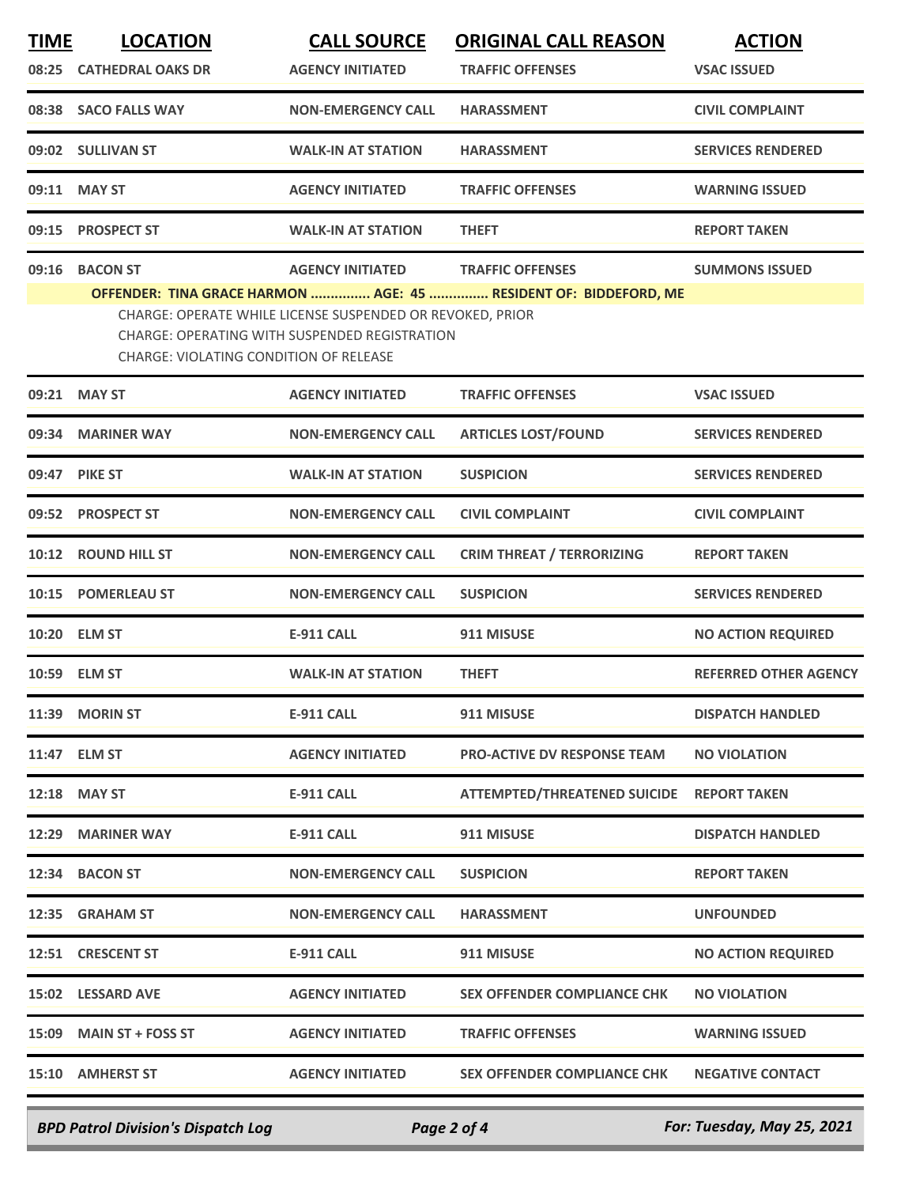| TIME | LOCATION | CALL SOURCE | ORIGINAL CALL REASON | ACTION |
|---|---|---|---|---|
| 08:25 | CATHEDRAL OAKS DR | AGENCY INITIATED | TRAFFIC OFFENSES | VSAC ISSUED |
| 08:38 | SACO FALLS WAY | NON-EMERGENCY CALL | HARASSMENT | CIVIL COMPLAINT |
| 09:02 | SULLIVAN ST | WALK-IN AT STATION | HARASSMENT | SERVICES RENDERED |
| 09:11 | MAY ST | AGENCY INITIATED | TRAFFIC OFFENSES | WARNING ISSUED |
| 09:15 | PROSPECT ST | WALK-IN AT STATION | THEFT | REPORT TAKEN |
| 09:16 | BACON ST | AGENCY INITIATED | TRAFFIC OFFENSES | SUMMONS ISSUED |

**OFFENDER: TINA GRACE HARMON ............... AGE: 45 ............... RESIDENT OF: BIDDEFORD, ME**

CHARGE: OPERATE WHILE LICENSE SUSPENDED OR REVOKED, PRIOR
CHARGE: OPERATING WITH SUSPENDED REGISTRATION
CHARGE: VIOLATING CONDITION OF RELEASE

| TIME | LOCATION | CALL SOURCE | ORIGINAL CALL REASON | ACTION |
|---|---|---|---|---|
| 09:21 | MAY ST | AGENCY INITIATED | TRAFFIC OFFENSES | VSAC ISSUED |
| 09:34 | MARINER WAY | NON-EMERGENCY CALL | ARTICLES LOST/FOUND | SERVICES RENDERED |
| 09:47 | PIKE ST | WALK-IN AT STATION | SUSPICION | SERVICES RENDERED |
| 09:52 | PROSPECT ST | NON-EMERGENCY CALL | CIVIL COMPLAINT | CIVIL COMPLAINT |
| 10:12 | ROUND HILL ST | NON-EMERGENCY CALL | CRIM THREAT / TERRORIZING | REPORT TAKEN |
| 10:15 | POMERLEAU ST | NON-EMERGENCY CALL | SUSPICION | SERVICES RENDERED |
| 10:20 | ELM ST | E-911 CALL | 911 MISUSE | NO ACTION REQUIRED |
| 10:59 | ELM ST | WALK-IN AT STATION | THEFT | REFERRED OTHER AGENCY |
| 11:39 | MORIN ST | E-911 CALL | 911 MISUSE | DISPATCH HANDLED |
| 11:47 | ELM ST | AGENCY INITIATED | PRO-ACTIVE DV RESPONSE TEAM | NO VIOLATION |
| 12:18 | MAY ST | E-911 CALL | ATTEMPTED/THREATENED SUICIDE | REPORT TAKEN |
| 12:29 | MARINER WAY | E-911 CALL | 911 MISUSE | DISPATCH HANDLED |
| 12:34 | BACON ST | NON-EMERGENCY CALL | SUSPICION | REPORT TAKEN |
| 12:35 | GRAHAM ST | NON-EMERGENCY CALL | HARASSMENT | UNFOUNDED |
| 12:51 | CRESCENT ST | E-911 CALL | 911 MISUSE | NO ACTION REQUIRED |
| 15:02 | LESSARD AVE | AGENCY INITIATED | SEX OFFENDER COMPLIANCE CHK | NO VIOLATION |
| 15:09 | MAIN ST + FOSS ST | AGENCY INITIATED | TRAFFIC OFFENSES | WARNING ISSUED |
| 15:10 | AMHERST ST | AGENCY INITIATED | SEX OFFENDER COMPLIANCE CHK | NEGATIVE CONTACT |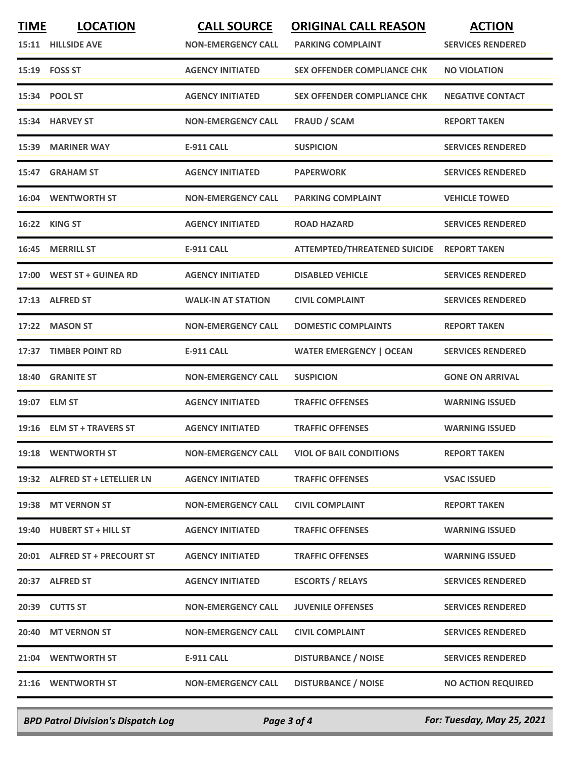| TIME | LOCATION | CALL SOURCE | ORIGINAL CALL REASON | ACTION |
|---|---|---|---|---|
| 15:11 | HILLSIDE AVE | NON-EMERGENCY CALL | PARKING COMPLAINT | SERVICES RENDERED |
| 15:19 | FOSS ST | AGENCY INITIATED | SEX OFFENDER COMPLIANCE CHK | NO VIOLATION |
| 15:34 | POOL ST | AGENCY INITIATED | SEX OFFENDER COMPLIANCE CHK | NEGATIVE CONTACT |
| 15:34 | HARVEY ST | NON-EMERGENCY CALL | FRAUD / SCAM | REPORT TAKEN |
| 15:39 | MARINER WAY | E-911 CALL | SUSPICION | SERVICES RENDERED |
| 15:47 | GRAHAM ST | AGENCY INITIATED | PAPERWORK | SERVICES RENDERED |
| 16:04 | WENTWORTH ST | NON-EMERGENCY CALL | PARKING COMPLAINT | VEHICLE TOWED |
| 16:22 | KING ST | AGENCY INITIATED | ROAD HAZARD | SERVICES RENDERED |
| 16:45 | MERRILL ST | E-911 CALL | ATTEMPTED/THREATENED SUICIDE | REPORT TAKEN |
| 17:00 | WEST ST + GUINEA RD | AGENCY INITIATED | DISABLED VEHICLE | SERVICES RENDERED |
| 17:13 | ALFRED ST | WALK-IN AT STATION | CIVIL COMPLAINT | SERVICES RENDERED |
| 17:22 | MASON ST | NON-EMERGENCY CALL | DOMESTIC COMPLAINTS | REPORT TAKEN |
| 17:37 | TIMBER POINT RD | E-911 CALL | WATER EMERGENCY \| OCEAN | SERVICES RENDERED |
| 18:40 | GRANITE ST | NON-EMERGENCY CALL | SUSPICION | GONE ON ARRIVAL |
| 19:07 | ELM ST | AGENCY INITIATED | TRAFFIC OFFENSES | WARNING ISSUED |
| 19:16 | ELM ST + TRAVERS ST | AGENCY INITIATED | TRAFFIC OFFENSES | WARNING ISSUED |
| 19:18 | WENTWORTH ST | NON-EMERGENCY CALL | VIOL OF BAIL CONDITIONS | REPORT TAKEN |
| 19:32 | ALFRED ST + LETELLIER LN | AGENCY INITIATED | TRAFFIC OFFENSES | VSAC ISSUED |
| 19:38 | MT VERNON ST | NON-EMERGENCY CALL | CIVIL COMPLAINT | REPORT TAKEN |
| 19:40 | HUBERT ST + HILL ST | AGENCY INITIATED | TRAFFIC OFFENSES | WARNING ISSUED |
| 20:01 | ALFRED ST + PRECOURT ST | AGENCY INITIATED | TRAFFIC OFFENSES | WARNING ISSUED |
| 20:37 | ALFRED ST | AGENCY INITIATED | ESCORTS / RELAYS | SERVICES RENDERED |
| 20:39 | CUTTS ST | NON-EMERGENCY CALL | JUVENILE OFFENSES | SERVICES RENDERED |
| 20:40 | MT VERNON ST | NON-EMERGENCY CALL | CIVIL COMPLAINT | SERVICES RENDERED |
| 21:04 | WENTWORTH ST | E-911 CALL | DISTURBANCE / NOISE | SERVICES RENDERED |
| 21:16 | WENTWORTH ST | NON-EMERGENCY CALL | DISTURBANCE / NOISE | NO ACTION REQUIRED |

*BPD Patrol Division's Dispatch Log* — *For: Tuesday, May 25, 2021*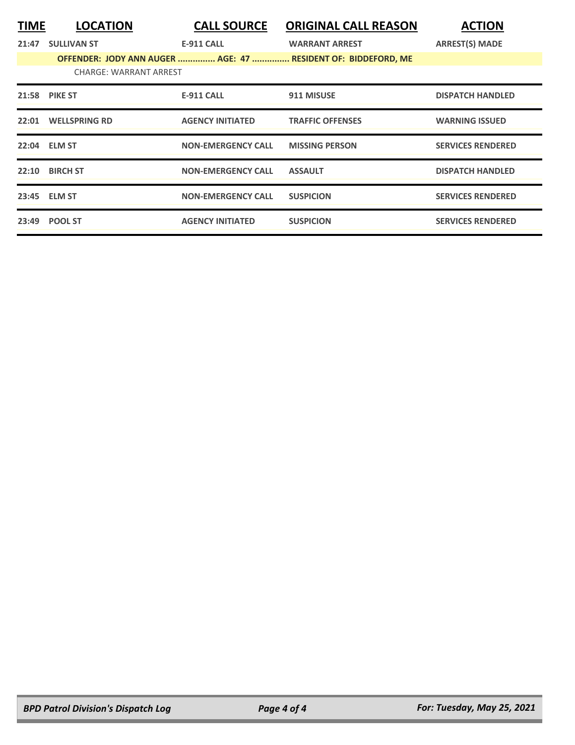| TIME | LOCATION | CALL SOURCE | ORIGINAL CALL REASON | ACTION |
| --- | --- | --- | --- | --- |
| 21:47 | SULLIVAN ST | E-911 CALL | WARRANT ARREST | ARREST(S) MADE |
| | OFFENDER: JODY ANN AUGER ............... AGE: 47 ............... RESIDENT OF: BIDDEFORD, ME | | | |
| | CHARGE: WARRANT ARREST | | | |
| 21:58 | PIKE ST | E-911 CALL | 911 MISUSE | DISPATCH HANDLED |
| 22:01 | WELLSPRING RD | AGENCY INITIATED | TRAFFIC OFFENSES | WARNING ISSUED |
| 22:04 | ELM ST | NON-EMERGENCY CALL | MISSING PERSON | SERVICES RENDERED |
| 22:10 | BIRCH ST | NON-EMERGENCY CALL | ASSAULT | DISPATCH HANDLED |
| 23:45 | ELM ST | NON-EMERGENCY CALL | SUSPICION | SERVICES RENDERED |
| 23:49 | POOL ST | AGENCY INITIATED | SUSPICION | SERVICES RENDERED |